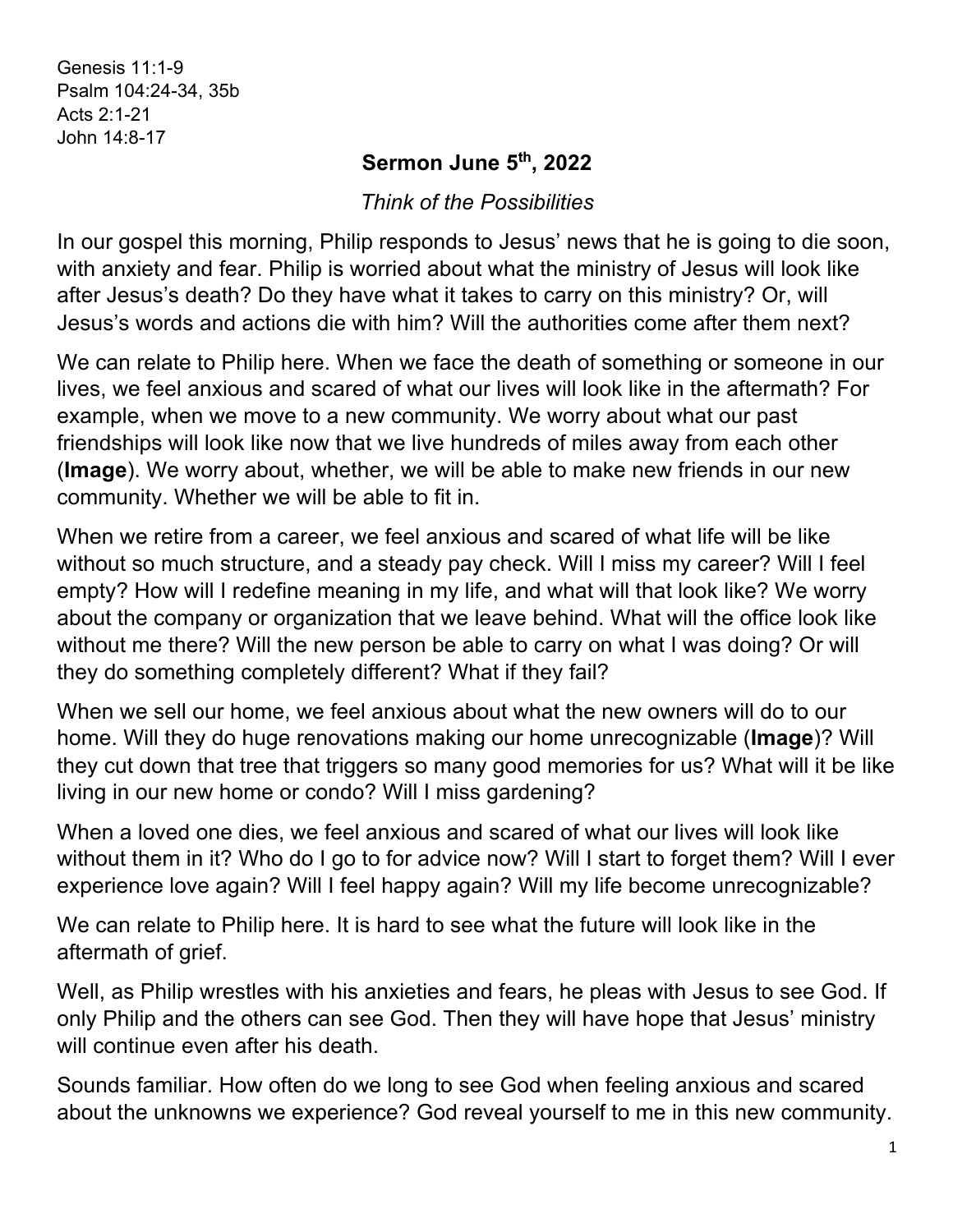Genesis 11:1-9
Psalm 104:24-34, 35b
Acts 2:1-21
John 14:8-17

# Sermon June 5th, 2022

*Think of the Possibilities*

In our gospel this morning, Philip responds to Jesus' news that he is going to die soon, with anxiety and fear. Philip is worried about what the ministry of Jesus will look like after Jesus's death? Do they have what it takes to carry on this ministry? Or, will Jesus's words and actions die with him? Will the authorities come after them next?

We can relate to Philip here. When we face the death of something or someone in our lives, we feel anxious and scared of what our lives will look like in the aftermath? For example, when we move to a new community. We worry about what our past friendships will look like now that we live hundreds of miles away from each other (**Image**). We worry about, whether, we will be able to make new friends in our new community. Whether we will be able to fit in.

When we retire from a career, we feel anxious and scared of what life will be like without so much structure, and a steady pay check. Will I miss my career? Will I feel empty? How will I redefine meaning in my life, and what will that look like? We worry about the company or organization that we leave behind. What will the office look like without me there? Will the new person be able to carry on what I was doing? Or will they do something completely different? What if they fail?

When we sell our home, we feel anxious about what the new owners will do to our home. Will they do huge renovations making our home unrecognizable (**Image**)? Will they cut down that tree that triggers so many good memories for us? What will it be like living in our new home or condo? Will I miss gardening?

When a loved one dies, we feel anxious and scared of what our lives will look like without them in it? Who do I go to for advice now? Will I start to forget them? Will I ever experience love again? Will I feel happy again? Will my life become unrecognizable?

We can relate to Philip here. It is hard to see what the future will look like in the aftermath of grief.

Well, as Philip wrestles with his anxieties and fears, he pleas with Jesus to see God. If only Philip and the others can see God. Then they will have hope that Jesus' ministry will continue even after his death.

Sounds familiar. How often do we long to see God when feeling anxious and scared about the unknowns we experience? God reveal yourself to me in this new community.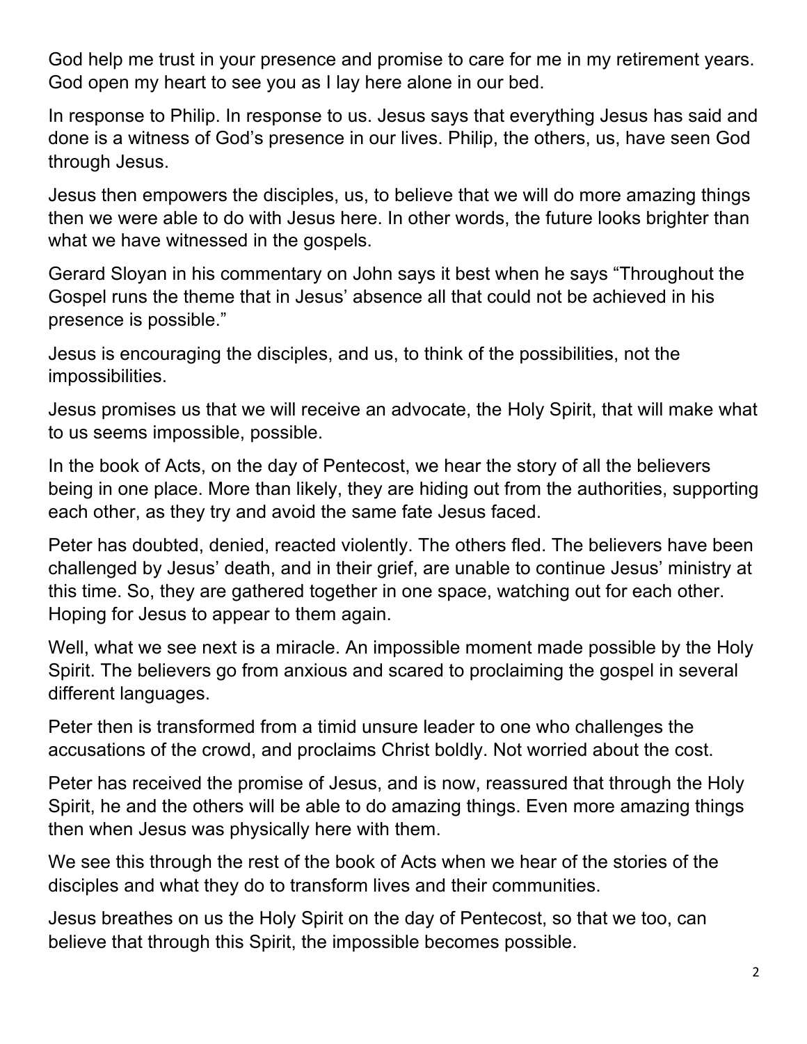God help me trust in your presence and promise to care for me in my retirement years. God open my heart to see you as I lay here alone in our bed.

In response to Philip. In response to us. Jesus says that everything Jesus has said and done is a witness of God's presence in our lives. Philip, the others, us, have seen God through Jesus.

Jesus then empowers the disciples, us, to believe that we will do more amazing things then we were able to do with Jesus here. In other words, the future looks brighter than what we have witnessed in the gospels.

Gerard Sloyan in his commentary on John says it best when he says "Throughout the Gospel runs the theme that in Jesus' absence all that could not be achieved in his presence is possible."

Jesus is encouraging the disciples, and us, to think of the possibilities, not the impossibilities.

Jesus promises us that we will receive an advocate, the Holy Spirit, that will make what to us seems impossible, possible.

In the book of Acts, on the day of Pentecost, we hear the story of all the believers being in one place. More than likely, they are hiding out from the authorities, supporting each other, as they try and avoid the same fate Jesus faced.

Peter has doubted, denied, reacted violently. The others fled. The believers have been challenged by Jesus' death, and in their grief, are unable to continue Jesus' ministry at this time. So, they are gathered together in one space, watching out for each other. Hoping for Jesus to appear to them again.

Well, what we see next is a miracle. An impossible moment made possible by the Holy Spirit. The believers go from anxious and scared to proclaiming the gospel in several different languages.

Peter then is transformed from a timid unsure leader to one who challenges the accusations of the crowd, and proclaims Christ boldly. Not worried about the cost.

Peter has received the promise of Jesus, and is now, reassured that through the Holy Spirit, he and the others will be able to do amazing things. Even more amazing things then when Jesus was physically here with them.

We see this through the rest of the book of Acts when we hear of the stories of the disciples and what they do to transform lives and their communities.

Jesus breathes on us the Holy Spirit on the day of Pentecost, so that we too, can believe that through this Spirit, the impossible becomes possible.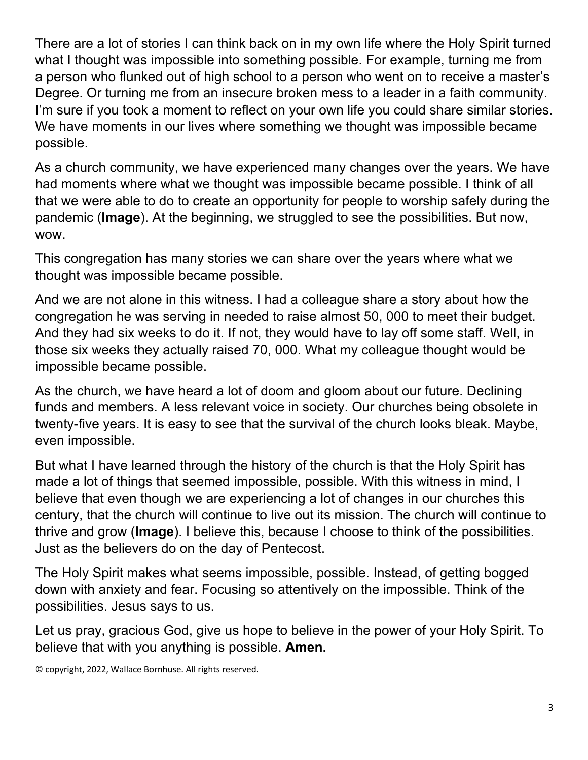There are a lot of stories I can think back on in my own life where the Holy Spirit turned what I thought was impossible into something possible. For example, turning me from a person who flunked out of high school to a person who went on to receive a master's Degree. Or turning me from an insecure broken mess to a leader in a faith community. I'm sure if you took a moment to reflect on your own life you could share similar stories. We have moments in our lives where something we thought was impossible became possible.

As a church community, we have experienced many changes over the years. We have had moments where what we thought was impossible became possible. I think of all that we were able to do to create an opportunity for people to worship safely during the pandemic (**Image**). At the beginning, we struggled to see the possibilities. But now, wow.

This congregation has many stories we can share over the years where what we thought was impossible became possible.

And we are not alone in this witness. I had a colleague share a story about how the congregation he was serving in needed to raise almost 50, 000 to meet their budget. And they had six weeks to do it. If not, they would have to lay off some staff. Well, in those six weeks they actually raised 70, 000. What my colleague thought would be impossible became possible.

As the church, we have heard a lot of doom and gloom about our future. Declining funds and members. A less relevant voice in society. Our churches being obsolete in twenty-five years. It is easy to see that the survival of the church looks bleak. Maybe, even impossible.

But what I have learned through the history of the church is that the Holy Spirit has made a lot of things that seemed impossible, possible. With this witness in mind, I believe that even though we are experiencing a lot of changes in our churches this century, that the church will continue to live out its mission. The church will continue to thrive and grow (**Image**). I believe this, because I choose to think of the possibilities. Just as the believers do on the day of Pentecost.

The Holy Spirit makes what seems impossible, possible. Instead, of getting bogged down with anxiety and fear. Focusing so attentively on the impossible. Think of the possibilities. Jesus says to us.

Let us pray, gracious God, give us hope to believe in the power of your Holy Spirit. To believe that with you anything is possible. **Amen.**

© copyright, 2022, Wallace Bornhuse. All rights reserved.